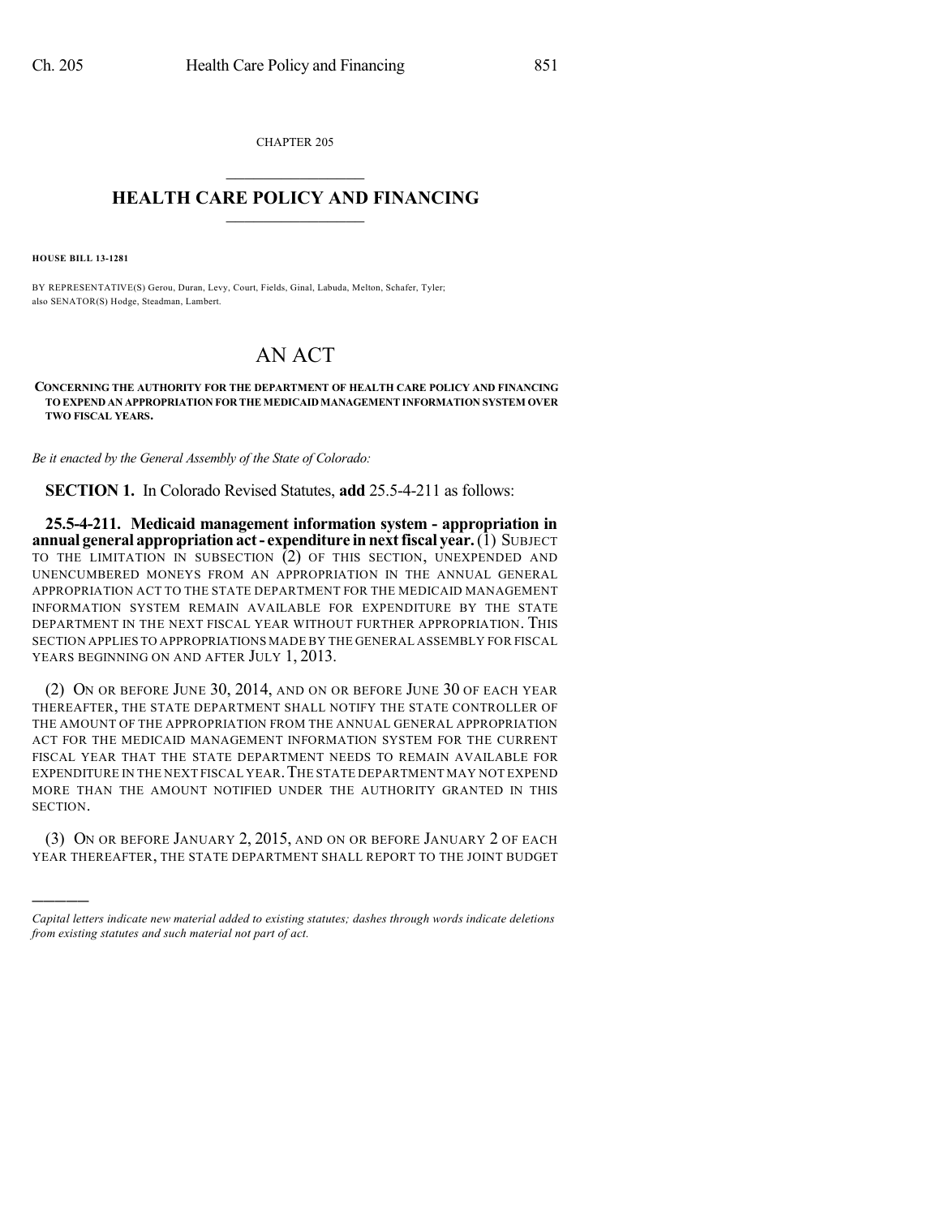CHAPTER 205

# HEALTH CARE POLICY AND FINANCING

**HOUSE BILL 13-1281**

BY REPRESENTATIVE(S) Gerou, Duran, Levy, Court, Fields, Ginal, Labuda, Melton, Schafer, Tyler; also SENATOR(S) Hodge, Steadman, Lambert.

# AN ACT

**CONCERNING THE AUTHORITY FOR THE DEPARTMENT OF HEALTH CARE POLICY AND FINANCING TO EXPEND AN APPROPRIATION FOR THE MEDICAID MANAGEMENT INFORMATION SYSTEM OVER TWO FISCAL YEARS.**

*Be it enacted by the General Assembly of the State of Colorado:*

**SECTION 1.** In Colorado Revised Statutes, **add** 25.5-4-211 as follows:

**25.5-4-211. Medicaid management information system - appropriation in annual general appropriation act - expenditure in next fiscal year.** (1) SUBJECT TO THE LIMITATION IN SUBSECTION (2) OF THIS SECTION, UNEXPENDED AND UNENCUMBERED MONEYS FROM AN APPROPRIATION IN THE ANNUAL GENERAL APPROPRIATION ACT TO THE STATE DEPARTMENT FOR THE MEDICAID MANAGEMENT INFORMATION SYSTEM REMAIN AVAILABLE FOR EXPENDITURE BY THE STATE DEPARTMENT IN THE NEXT FISCAL YEAR WITHOUT FURTHER APPROPRIATION. THIS SECTION APPLIES TO APPROPRIATIONS MADE BY THE GENERAL ASSEMBLY FOR FISCAL YEARS BEGINNING ON AND AFTER JULY 1, 2013.

(2) ON OR BEFORE JUNE 30, 2014, AND ON OR BEFORE JUNE 30 OF EACH YEAR THEREAFTER, THE STATE DEPARTMENT SHALL NOTIFY THE STATE CONTROLLER OF THE AMOUNT OF THE APPROPRIATION FROM THE ANNUAL GENERAL APPROPRIATION ACT FOR THE MEDICAID MANAGEMENT INFORMATION SYSTEM FOR THE CURRENT FISCAL YEAR THAT THE STATE DEPARTMENT NEEDS TO REMAIN AVAILABLE FOR EXPENDITURE IN THE NEXT FISCAL YEAR. THE STATE DEPARTMENT MAY NOT EXPEND MORE THAN THE AMOUNT NOTIFIED UNDER THE AUTHORITY GRANTED IN THIS SECTION.

(3) ON OR BEFORE JANUARY 2, 2015, AND ON OR BEFORE JANUARY 2 OF EACH YEAR THEREAFTER, THE STATE DEPARTMENT SHALL REPORT TO THE JOINT BUDGET

---

*Capital letters indicate new material added to existing statutes; dashes through words indicate deletions from existing statutes and such material not part of act.*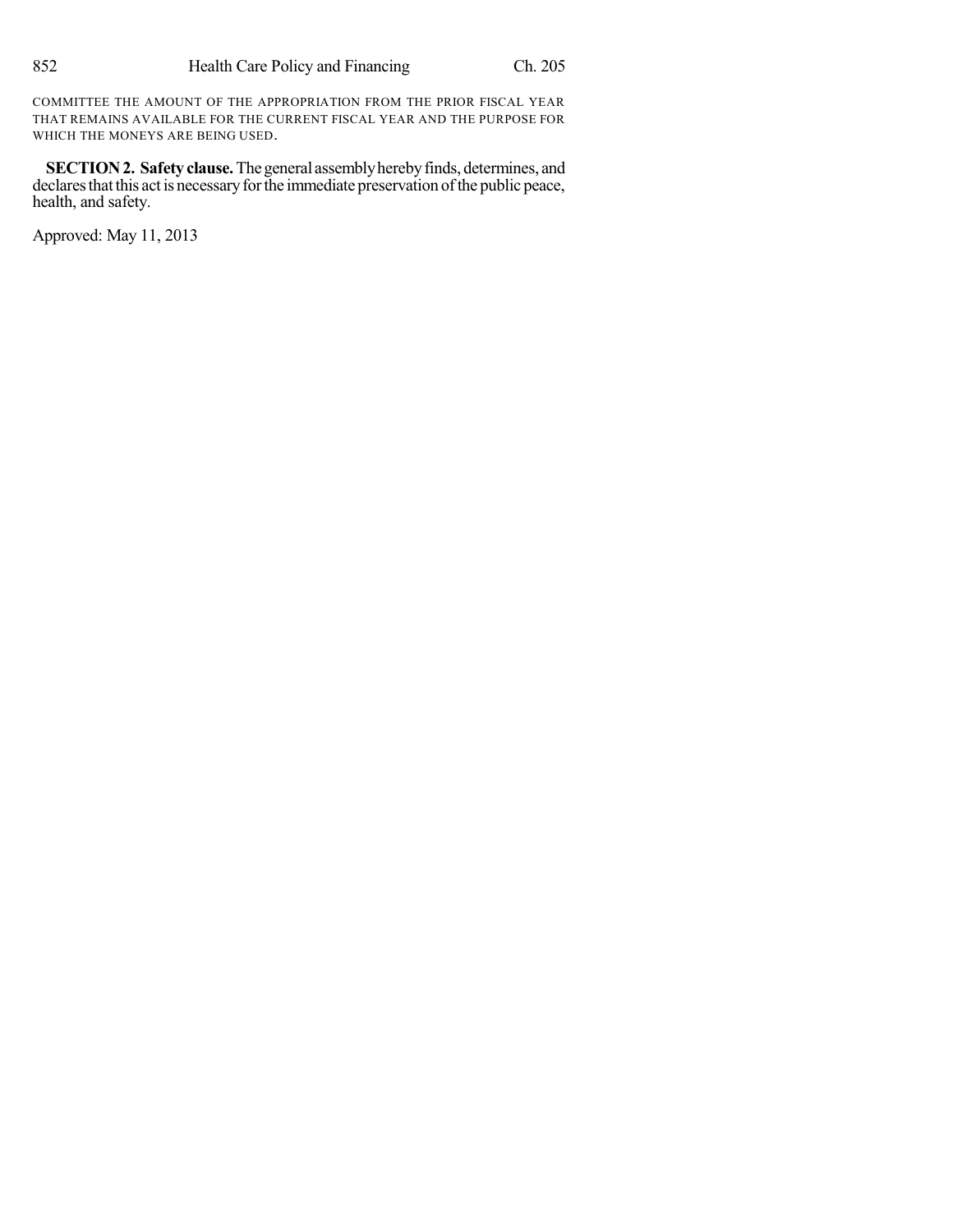COMMITTEE THE AMOUNT OF THE APPROPRIATION FROM THE PRIOR FISCAL YEAR THAT REMAINS AVAILABLE FOR THE CURRENT FISCAL YEAR AND THE PURPOSE FOR WHICH THE MONEYS ARE BEING USED.

**SECTION 2. Safety clause.** The general assembly hereby finds, determines, and declares that this act is necessary for the immediate preservation of the public peace, health, and safety.

Approved: May 11, 2013